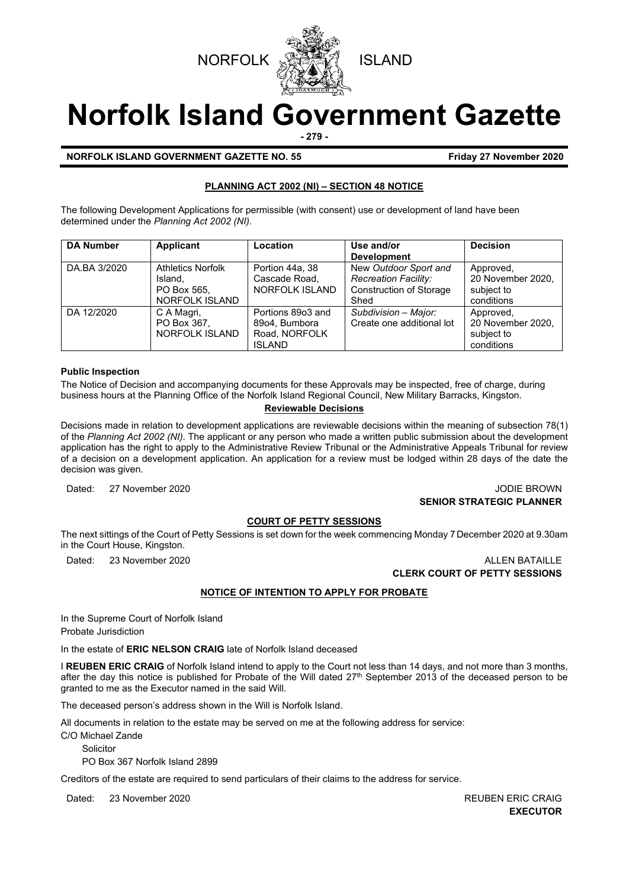NORFOLK ISLAND

# Norfolk Island Government Gazette

**NORFOLK ISLAND GOVERNMENT GAZETTE NO. 55** **Friday 27 November 2020**

## PLANNING ACT 2002 (NI) – SECTION 48 NOTICE

The following Development Applications for permissible (with consent) use or development of land have been determined under the *Planning Act 2002 (NI)*.

| DA Number | Applicant | Location | Use and/or Development | Decision |
|---|---|---|---|---|
| DA.BA 3/2020 | Athletics Norfolk Island, PO Box 565, NORFOLK ISLAND | Portion 44a, 38 Cascade Road, NORFOLK ISLAND | New *Outdoor Sport and Recreation Facility:* Construction of Storage Shed | Approved, 20 November 2020, subject to conditions |
| DA 12/2020 | C A Magri, PO Box 367, NORFOLK ISLAND | Portions 89o3 and 89o4, Bumbora Road, NORFOLK ISLAND | *Subdivision – Major:* Create one additional lot | Approved, 20 November 2020, subject to conditions |

**Public Inspection**

The Notice of Decision and accompanying documents for these Approvals may be inspected, free of charge, during business hours at the Planning Office of the Norfolk Island Regional Council, New Military Barracks, Kingston.

**Reviewable Decisions**

Decisions made in relation to development applications are reviewable decisions within the meaning of subsection 78(1) of the *Planning Act 2002 (NI)*. The applicant or any person who made a written public submission about the development application has the right to apply to the Administrative Review Tribunal or the Administrative Appeals Tribunal for review of a decision on a development application. An application for a review must be lodged within 28 days of the date the decision was given.

Dated: 27 November 2020

JODIE BROWN
**SENIOR STRATEGIC PLANNER**

## COURT OF PETTY SESSIONS

The next sittings of the Court of Petty Sessions is set down for the week commencing Monday 7 December 2020 at 9.30am in the Court House, Kingston.

Dated: 23 November 2020

ALLEN BATAILLE
**CLERK COURT OF PETTY SESSIONS**

## NOTICE OF INTENTION TO APPLY FOR PROBATE

In the Supreme Court of Norfolk Island
Probate Jurisdiction

In the estate of **ERIC NELSON CRAIG** late of Norfolk Island deceased

I **REUBEN ERIC CRAIG** of Norfolk Island intend to apply to the Court not less than 14 days, and not more than 3 months, after the day this notice is published for Probate of the Will dated 27th September 2013 of the deceased person to be granted to me as the Executor named in the said Will.

The deceased person's address shown in the Will is Norfolk Island.

All documents in relation to the estate may be served on me at the following address for service:

C/O Michael Zande
Solicitor
PO Box 367 Norfolk Island 2899

Creditors of the estate are required to send particulars of their claims to the address for service.

Dated: 23 November 2020

REUBEN ERIC CRAIG
**EXECUTOR**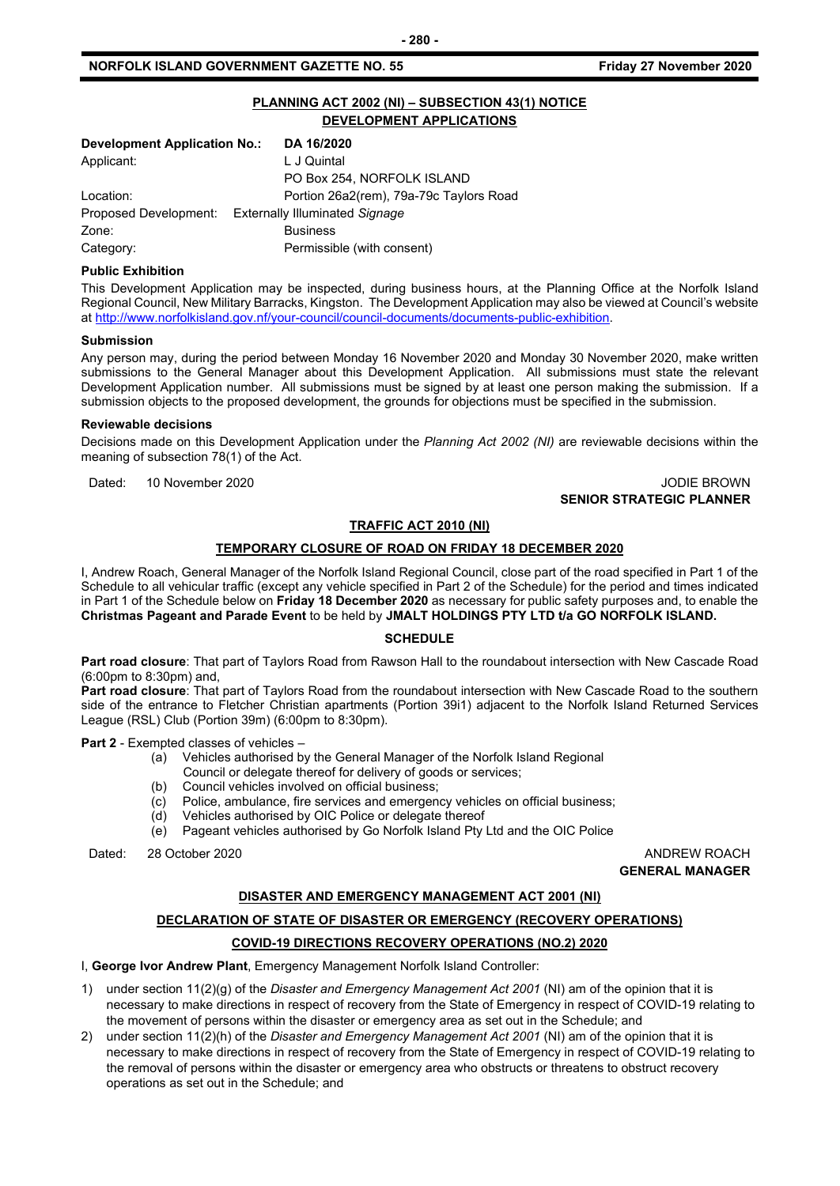## PLANNING ACT 2002 (NI) – SUBSECTION 43(1) NOTICE
## DEVELOPMENT APPLICATIONS

| **Development Application No.:** | **DA 16/2020** |
|---|---|
| Applicant: | L J Quintal<br>PO Box 254, NORFOLK ISLAND |
| Location: | Portion 26a2(rem), 79a-79c Taylors Road |
| Proposed Development: | Externally Illuminated *Signage* |
| Zone: | Business |
| Category: | Permissible (with consent) |

**Public Exhibition**

This Development Application may be inspected, during business hours, at the Planning Office at the Norfolk Island Regional Council, New Military Barracks, Kingston. The Development Application may also be viewed at Council's website at http://www.norfolkisland.gov.nf/your-council/council-documents/documents-public-exhibition.

**Submission**

Any person may, during the period between Monday 16 November 2020 and Monday 30 November 2020, make written submissions to the General Manager about this Development Application. All submissions must state the relevant Development Application number. All submissions must be signed by at least one person making the submission. If a submission objects to the proposed development, the grounds for objections must be specified in the submission.

**Reviewable decisions**

Decisions made on this Development Application under the *Planning Act 2002 (NI)* are reviewable decisions within the meaning of subsection 78(1) of the Act.

Dated: 10 November 2020

JODIE BROWN
**SENIOR STRATEGIC PLANNER**

## TRAFFIC ACT 2010 (NI)

## TEMPORARY CLOSURE OF ROAD ON FRIDAY 18 DECEMBER 2020

I, Andrew Roach, General Manager of the Norfolk Island Regional Council, close part of the road specified in Part 1 of the Schedule to all vehicular traffic (except any vehicle specified in Part 2 of the Schedule) for the period and times indicated in Part 1 of the Schedule below on **Friday 18 December 2020** as necessary for public safety purposes and, to enable the **Christmas Pageant and Parade Event** to be held by **JMALT HOLDINGS PTY LTD t/a GO NORFOLK ISLAND.**

### SCHEDULE

**Part road closure**: That part of Taylors Road from Rawson Hall to the roundabout intersection with New Cascade Road (6:00pm to 8:30pm) and,

**Part road closure**: That part of Taylors Road from the roundabout intersection with New Cascade Road to the southern side of the entrance to Fletcher Christian apartments (Portion 39i1) adjacent to the Norfolk Island Returned Services League (RSL) Club (Portion 39m) (6:00pm to 8:30pm).

**Part 2** - Exempted classes of vehicles –

(a) Vehicles authorised by the General Manager of the Norfolk Island Regional Council or delegate thereof for delivery of goods or services;
(b) Council vehicles involved on official business;
(c) Police, ambulance, fire services and emergency vehicles on official business;
(d) Vehicles authorised by OIC Police or delegate thereof
(e) Pageant vehicles authorised by Go Norfolk Island Pty Ltd and the OIC Police

Dated: 28 October 2020

ANDREW ROACH
**GENERAL MANAGER**

## DISASTER AND EMERGENCY MANAGEMENT ACT 2001 (NI)

## DECLARATION OF STATE OF DISASTER OR EMERGENCY (RECOVERY OPERATIONS)

## COVID-19 DIRECTIONS RECOVERY OPERATIONS (NO.2) 2020

I, **George Ivor Andrew Plant**, Emergency Management Norfolk Island Controller:

1) under section 11(2)(g) of the *Disaster and Emergency Management Act 2001* (NI) am of the opinion that it is necessary to make directions in respect of recovery from the State of Emergency in respect of COVID-19 relating to the movement of persons within the disaster or emergency area as set out in the Schedule; and
2) under section 11(2)(h) of the *Disaster and Emergency Management Act 2001* (NI) am of the opinion that it is necessary to make directions in respect of recovery from the State of Emergency in respect of COVID-19 relating to the removal of persons within the disaster or emergency area who obstructs or threatens to obstruct recovery operations as set out in the Schedule; and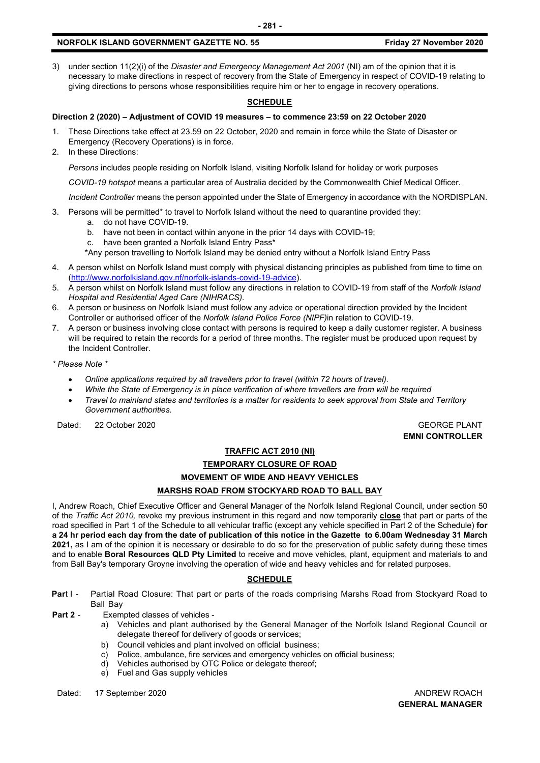3) under section 11(2)(i) of the *Disaster and Emergency Management Act 2001* (NI) am of the opinion that it is necessary to make directions in respect of recovery from the State of Emergency in respect of COVID-19 relating to giving directions to persons whose responsibilities require him or her to engage in recovery operations.

**SCHEDULE**

**Direction 2 (2020) – Adjustment of COVID 19 measures – to commence 23:59 on 22 October 2020**

1. These Directions take effect at 23.59 on 22 October, 2020 and remain in force while the State of Disaster or Emergency (Recovery Operations) is in force.
2. In these Directions:

   *Persons* includes people residing on Norfolk Island, visiting Norfolk Island for holiday or work purposes

   *COVID-19 hotspot* means a particular area of Australia decided by the Commonwealth Chief Medical Officer.

   *Incident Controller* means the person appointed under the State of Emergency in accordance with the NORDISPLAN.

3. Persons will be permitted* to travel to Norfolk Island without the need to quarantine provided they:
   a. do not have COVID-19.
   b. have not been in contact within anyone in the prior 14 days with COVID-19;
   c. have been granted a Norfolk Island Entry Pass*

   *Any person travelling to Norfolk Island may be denied entry without a Norfolk Island Entry Pass

4. A person whilst on Norfolk Island must comply with physical distancing principles as published from time to time on (http://www.norfolkisland.gov.nf/norfolk-islands-covid-19-advice).
5. A person whilst on Norfolk Island must follow any directions in relation to COVID-19 from staff of the *Norfolk Island Hospital and Residential Aged Care (NIHRACS).*
6. A person or business on Norfolk Island must follow any advice or operational direction provided by the Incident Controller or authorised officer of the *Norfolk Island Police Force (NIPF)*in relation to COVID-19.
7. A person or business involving close contact with persons is required to keep a daily customer register. A business will be required to retain the records for a period of three months. The register must be produced upon request by the Incident Controller.

*\* Please Note \**

- *Online applications required by all travellers prior to travel (within 72 hours of travel).*
- *While the State of Emergency is in place verification of where travellers are from will be required*
- *Travel to mainland states and territories is a matter for residents to seek approval from State and Territory Government authorities.*

Dated: 22 October 2020

GEORGE PLANT
**EMNI CONTROLLER**

**TRAFFIC ACT 2010 (NI)**

**TEMPORARY CLOSURE OF ROAD**

**MOVEMENT OF WIDE AND HEAVY VEHICLES**

**MARSHS ROAD FROM STOCKYARD ROAD TO BALL BAY**

I, Andrew Roach, Chief Executive Officer and General Manager of the Norfolk Island Regional Council, under section 50 of the *Traffic Act 2010,* revoke my previous instrument in this regard and now temporarily **close** that part or parts of the road specified in Part 1 of the Schedule to all vehicular traffic (except any vehicle specified in Part 2 of the Schedule) **for a 24 hr period each day from the date of publication of this notice in the Gazette to 6.00am Wednesday 31 March 2021,** as I am of the opinion it is necessary or desirable to do so for the preservation of public safety during these times and to enable **Boral Resources QLD Pty Limited** to receive and move vehicles, plant, equipment and materials to and from Ball Bay's temporary Groyne involving the operation of wide and heavy vehicles and for related purposes.

**SCHEDULE**

**Part** I - Partial Road Closure: That part or parts of the roads comprising Marshs Road from Stockyard Road to Ball Bay

**Part 2** - Exempted classes of vehicles -

a) Vehicles and plant authorised by the General Manager of the Norfolk Island Regional Council or delegate thereof for delivery of goods or services;
b) Council vehicles and plant involved on official business;
c) Police, ambulance, fire services and emergency vehicles on official business;
d) Vehicles authorised by OTC Police or delegate thereof;
e) Fuel and Gas supply vehicles

Dated: 17 September 2020

ANDREW ROACH
**GENERAL MANAGER**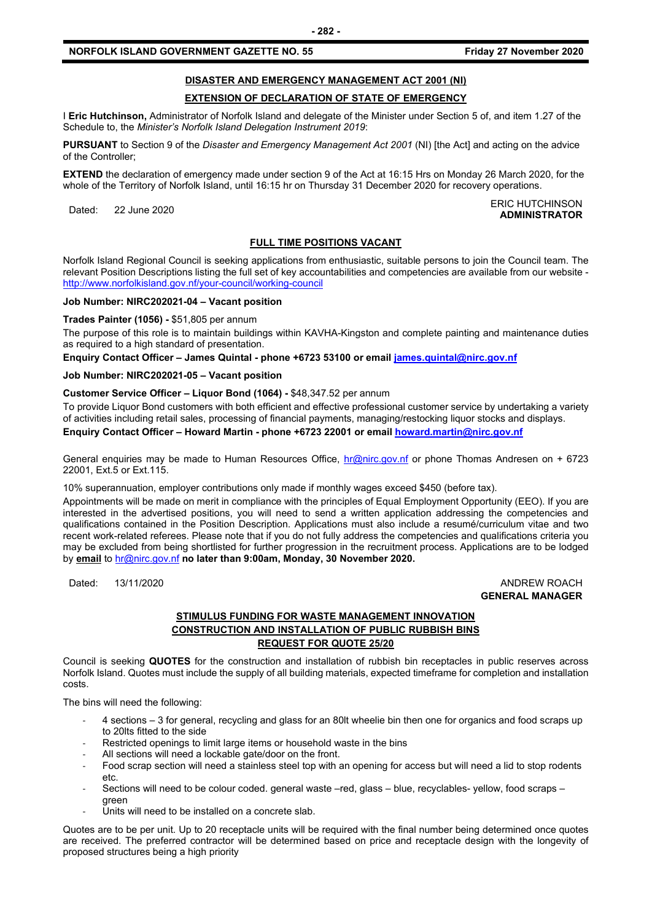## DISASTER AND EMERGENCY MANAGEMENT ACT 2001 (NI)

## EXTENSION OF DECLARATION OF STATE OF EMERGENCY

I **Eric Hutchinson,** Administrator of Norfolk Island and delegate of the Minister under Section 5 of, and item 1.27 of the Schedule to, the *Minister's Norfolk Island Delegation Instrument 2019*:

**PURSUANT** to Section 9 of the *Disaster and Emergency Management Act 2001* (NI) [the Act] and acting on the advice of the Controller;

**EXTEND** the declaration of emergency made under section 9 of the Act at 16:15 Hrs on Monday 26 March 2020, for the whole of the Territory of Norfolk Island, until 16:15 hr on Thursday 31 December 2020 for recovery operations.

Dated: 22 June 2020

ERIC HUTCHINSON
**ADMINISTRATOR**

## FULL TIME POSITIONS VACANT

Norfolk Island Regional Council is seeking applications from enthusiastic, suitable persons to join the Council team. The relevant Position Descriptions listing the full set of key accountabilities and competencies are available from our website - http://www.norfolkisland.gov.nf/your-council/working-council

**Job Number: NIRC202021-04 – Vacant position**

**Trades Painter (1056) -** $51,805 per annum

The purpose of this role is to maintain buildings within KAVHA-Kingston and complete painting and maintenance duties as required to a high standard of presentation.

**Enquiry Contact Officer – James Quintal - phone +6723 53100 or email james.quintal@nirc.gov.nf**

**Job Number: NIRC202021-05 – Vacant position**

**Customer Service Officer – Liquor Bond (1064) -** $48,347.52 per annum

To provide Liquor Bond customers with both efficient and effective professional customer service by undertaking a variety of activities including retail sales, processing of financial payments, managing/restocking liquor stocks and displays.

**Enquiry Contact Officer – Howard Martin - phone +6723 22001 or email howard.martin@nirc.gov.nf**

General enquiries may be made to Human Resources Office, hr@nirc.gov.nf or phone Thomas Andresen on + 6723 22001, Ext.5 or Ext.115.

10% superannuation, employer contributions only made if monthly wages exceed $450 (before tax).

Appointments will be made on merit in compliance with the principles of Equal Employment Opportunity (EEO). If you are interested in the advertised positions, you will need to send a written application addressing the competencies and qualifications contained in the Position Description. Applications must also include a resumé/curriculum vitae and two recent work-related referees. Please note that if you do not fully address the competencies and qualifications criteria you may be excluded from being shortlisted for further progression in the recruitment process. Applications are to be lodged by **email** to hr@nirc.gov.nf **no later than 9:00am, Monday, 30 November 2020.**

Dated: 13/11/2020

ANDREW ROACH
**GENERAL MANAGER**

## STIMULUS FUNDING FOR WASTE MANAGEMENT INNOVATION
## CONSTRUCTION AND INSTALLATION OF PUBLIC RUBBISH BINS
## REQUEST FOR QUOTE 25/20

Council is seeking **QUOTES** for the construction and installation of rubbish bin receptacles in public reserves across Norfolk Island. Quotes must include the supply of all building materials, expected timeframe for completion and installation costs.

The bins will need the following:

- 4 sections – 3 for general, recycling and glass for an 80lt wheelie bin then one for organics and food scraps up to 20lts fitted to the side
- Restricted openings to limit large items or household waste in the bins
- All sections will need a lockable gate/door on the front.
- Food scrap section will need a stainless steel top with an opening for access but will need a lid to stop rodents etc.
- Sections will need to be colour coded. general waste –red, glass – blue, recyclables- yellow, food scraps – green
- Units will need to be installed on a concrete slab.

Quotes are to be per unit. Up to 20 receptacle units will be required with the final number being determined once quotes are received. The preferred contractor will be determined based on price and receptacle design with the longevity of proposed structures being a high priority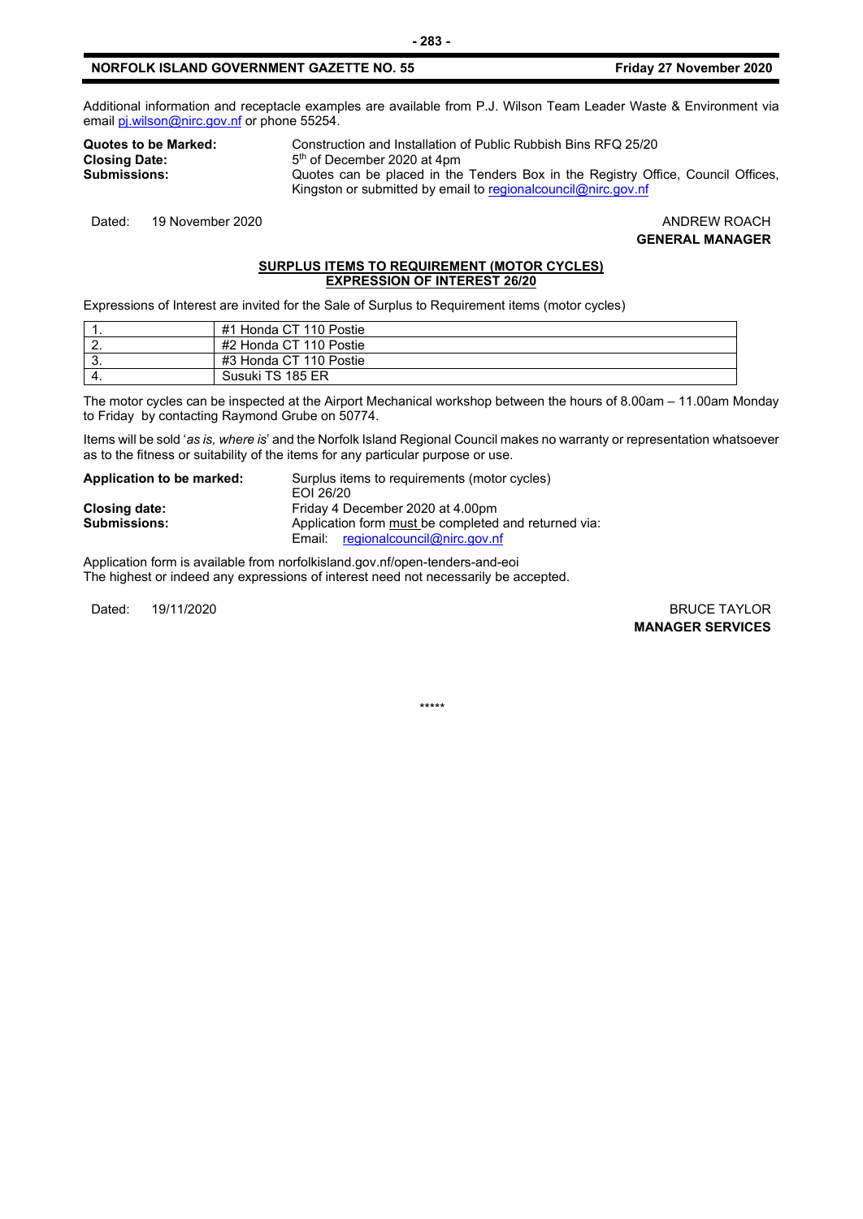Additional information and receptacle examples are available from P.J. Wilson Team Leader Waste & Environment via email pj.wilson@nirc.gov.nf or phone 55254.

**Quotes to be Marked:** Construction and Installation of Public Rubbish Bins RFQ 25/20
**Closing Date:** 5th of December 2020 at 4pm
**Submissions:** Quotes can be placed in the Tenders Box in the Registry Office, Council Offices, Kingston or submitted by email to regionalcouncil@nirc.gov.nf

Dated: 19 November 2020

ANDREW ROACH
**GENERAL MANAGER**

## SURPLUS ITEMS TO REQUIREMENT (MOTOR CYCLES) EXPRESSION OF INTEREST 26/20

Expressions of Interest are invited for the Sale of Surplus to Requirement items (motor cycles)

| | |
|---|---|
| 1. | #1 Honda CT 110 Postie |
| 2. | #2 Honda CT 110 Postie |
| 3. | #3 Honda CT 110 Postie |
| 4. | Susuki TS 185 ER |

The motor cycles can be inspected at the Airport Mechanical workshop between the hours of 8.00am – 11.00am Monday to Friday by contacting Raymond Grube on 50774.

Items will be sold '*as is, where is*' and the Norfolk Island Regional Council makes no warranty or representation whatsoever as to the fitness or suitability of the items for any particular purpose or use.

**Application to be marked:** Surplus items to requirements (motor cycles) EOI 26/20
**Closing date:** Friday 4 December 2020 at 4.00pm
**Submissions:** Application form must be completed and returned via:
Email: regionalcouncil@nirc.gov.nf

Application form is available from norfolkisland.gov.nf/open-tenders-and-eoi
The highest or indeed any expressions of interest need not necessarily be accepted.

Dated: 19/11/2020

BRUCE TAYLOR
**MANAGER SERVICES**

\*\*\*\*\*